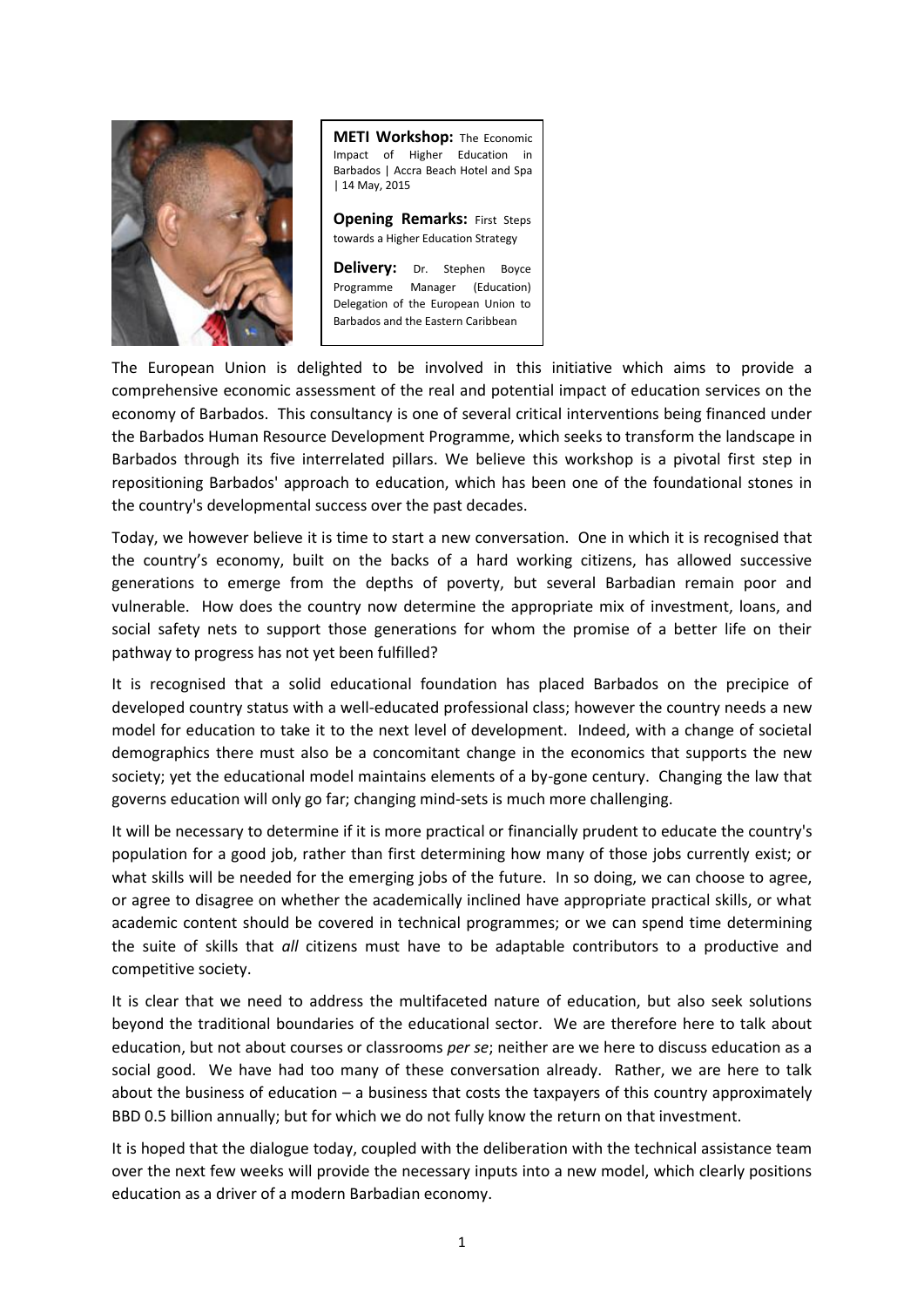**METI Workshop:** The Economic Impact of Higher Education in Barbados | Accra Beach Hotel and Spa | 14 May, 2015

**Opening Remarks:** First Steps towards a Higher Education Strategy

**Delivery:** Dr. Stephen Boyce Programme Manager (Education) Delegation of the European Union to Barbados and the Eastern Caribbean

The European Union is delighted to be involved in this initiative which aims to provide a comprehensive economic assessment of the real and potential impact of education services on the economy of Barbados. This consultancy is one of several critical interventions being financed under the Barbados Human Resource Development Programme, which seeks to transform the landscape in Barbados through its five interrelated pillars. We believe this workshop is a pivotal first step in repositioning Barbados' approach to education, which has been one of the foundational stones in the country's developmental success over the past decades.

Today, we however believe it is time to start a new conversation. One in which it is recognised that the country's economy, built on the backs of a hard working citizens, has allowed successive generations to emerge from the depths of poverty, but several Barbadian remain poor and vulnerable. How does the country now determine the appropriate mix of investment, loans, and social safety nets to support those generations for whom the promise of a better life on their pathway to progress has not yet been fulfilled?

It is recognised that a solid educational foundation has placed Barbados on the precipice of developed country status with a well-educated professional class; however the country needs a new model for education to take it to the next level of development. Indeed, with a change of societal demographics there must also be a concomitant change in the economics that supports the new society; yet the educational model maintains elements of a by-gone century. Changing the law that governs education will only go far; changing mind-sets is much more challenging.

It will be necessary to determine if it is more practical or financially prudent to educate the country's population for a good job, rather than first determining how many of those jobs currently exist; or what skills will be needed for the emerging jobs of the future. In so doing, we can choose to agree, or agree to disagree on whether the academically inclined have appropriate practical skills, or what academic content should be covered in technical programmes; or we can spend time determining the suite of skills that *all* citizens must have to be adaptable contributors to a productive and competitive society.

It is clear that we need to address the multifaceted nature of education, but also seek solutions beyond the traditional boundaries of the educational sector. We are therefore here to talk about education, but not about courses or classrooms *per se*; neither are we here to discuss education as a social good. We have had too many of these conversation already. Rather, we are here to talk about the business of education – a business that costs the taxpayers of this country approximately BBD 0.5 billion annually; but for which we do not fully know the return on that investment.

It is hoped that the dialogue today, coupled with the deliberation with the technical assistance team over the next few weeks will provide the necessary inputs into a new model, which clearly positions education as a driver of a modern Barbadian economy.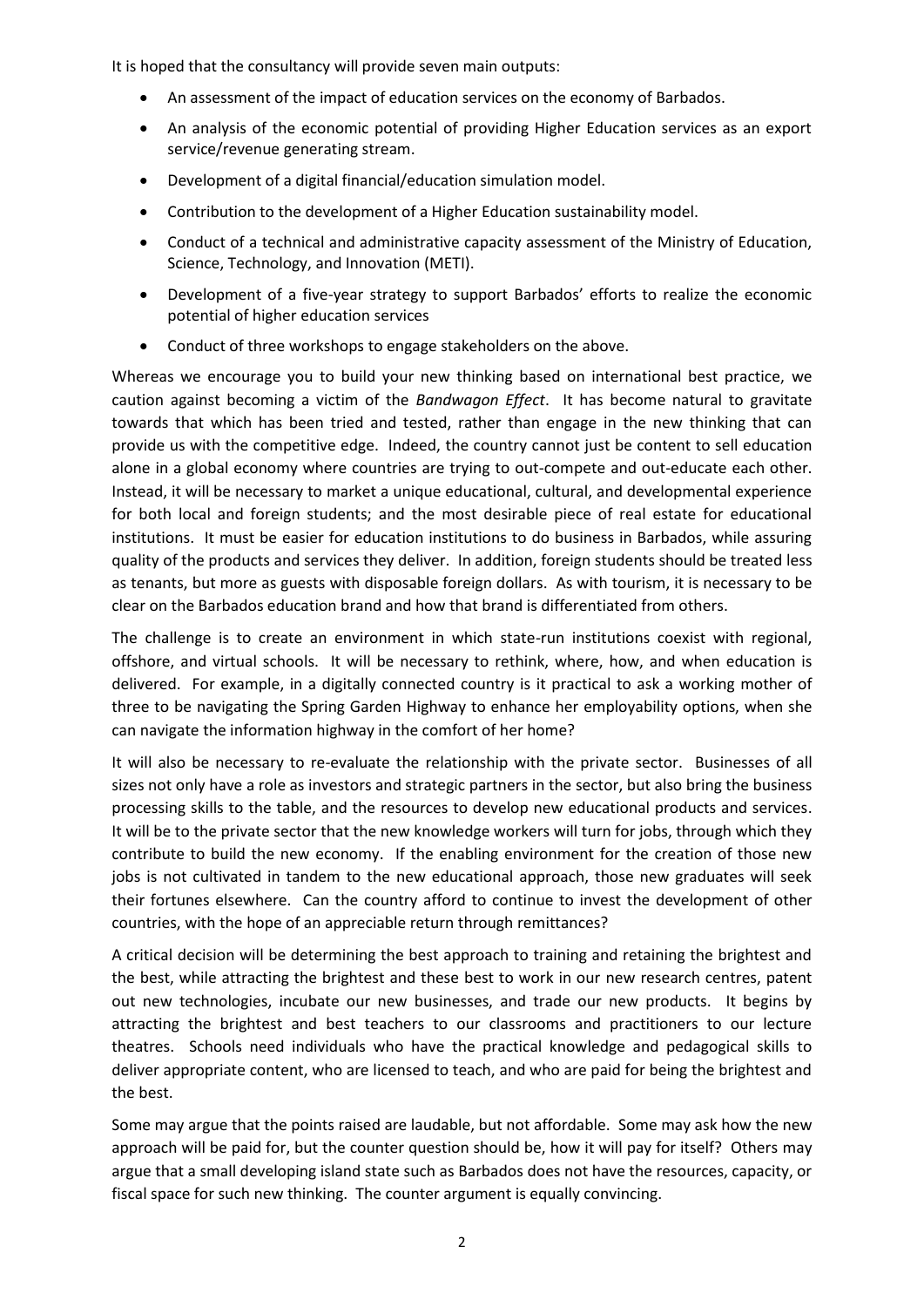It is hoped that the consultancy will provide seven main outputs:

- An assessment of the impact of education services on the economy of Barbados.
- An analysis of the economic potential of providing Higher Education services as an export service/revenue generating stream.
- Development of a digital financial/education simulation model.
- Contribution to the development of a Higher Education sustainability model.
- Conduct of a technical and administrative capacity assessment of the Ministry of Education, Science, Technology, and Innovation (METI).
- Development of a five-year strategy to support Barbados' efforts to realize the economic potential of higher education services
- Conduct of three workshops to engage stakeholders on the above.

Whereas we encourage you to build your new thinking based on international best practice, we caution against becoming a victim of the *Bandwagon Effect*. It has become natural to gravitate towards that which has been tried and tested, rather than engage in the new thinking that can provide us with the competitive edge. Indeed, the country cannot just be content to sell education alone in a global economy where countries are trying to out-compete and out-educate each other. Instead, it will be necessary to market a unique educational, cultural, and developmental experience for both local and foreign students; and the most desirable piece of real estate for educational institutions. It must be easier for education institutions to do business in Barbados, while assuring quality of the products and services they deliver. In addition, foreign students should be treated less as tenants, but more as guests with disposable foreign dollars. As with tourism, it is necessary to be clear on the Barbados education brand and how that brand is differentiated from others.

The challenge is to create an environment in which state-run institutions coexist with regional, offshore, and virtual schools. It will be necessary to rethink, where, how, and when education is delivered. For example, in a digitally connected country is it practical to ask a working mother of three to be navigating the Spring Garden Highway to enhance her employability options, when she can navigate the information highway in the comfort of her home?

It will also be necessary to re-evaluate the relationship with the private sector. Businesses of all sizes not only have a role as investors and strategic partners in the sector, but also bring the business processing skills to the table, and the resources to develop new educational products and services. It will be to the private sector that the new knowledge workers will turn for jobs, through which they contribute to build the new economy. If the enabling environment for the creation of those new jobs is not cultivated in tandem to the new educational approach, those new graduates will seek their fortunes elsewhere. Can the country afford to continue to invest the development of other countries, with the hope of an appreciable return through remittances?

A critical decision will be determining the best approach to training and retaining the brightest and the best, while attracting the brightest and these best to work in our new research centres, patent out new technologies, incubate our new businesses, and trade our new products. It begins by attracting the brightest and best teachers to our classrooms and practitioners to our lecture theatres. Schools need individuals who have the practical knowledge and pedagogical skills to deliver appropriate content, who are licensed to teach, and who are paid for being the brightest and the best.

Some may argue that the points raised are laudable, but not affordable. Some may ask how the new approach will be paid for, but the counter question should be, how it will pay for itself? Others may argue that a small developing island state such as Barbados does not have the resources, capacity, or fiscal space for such new thinking. The counter argument is equally convincing.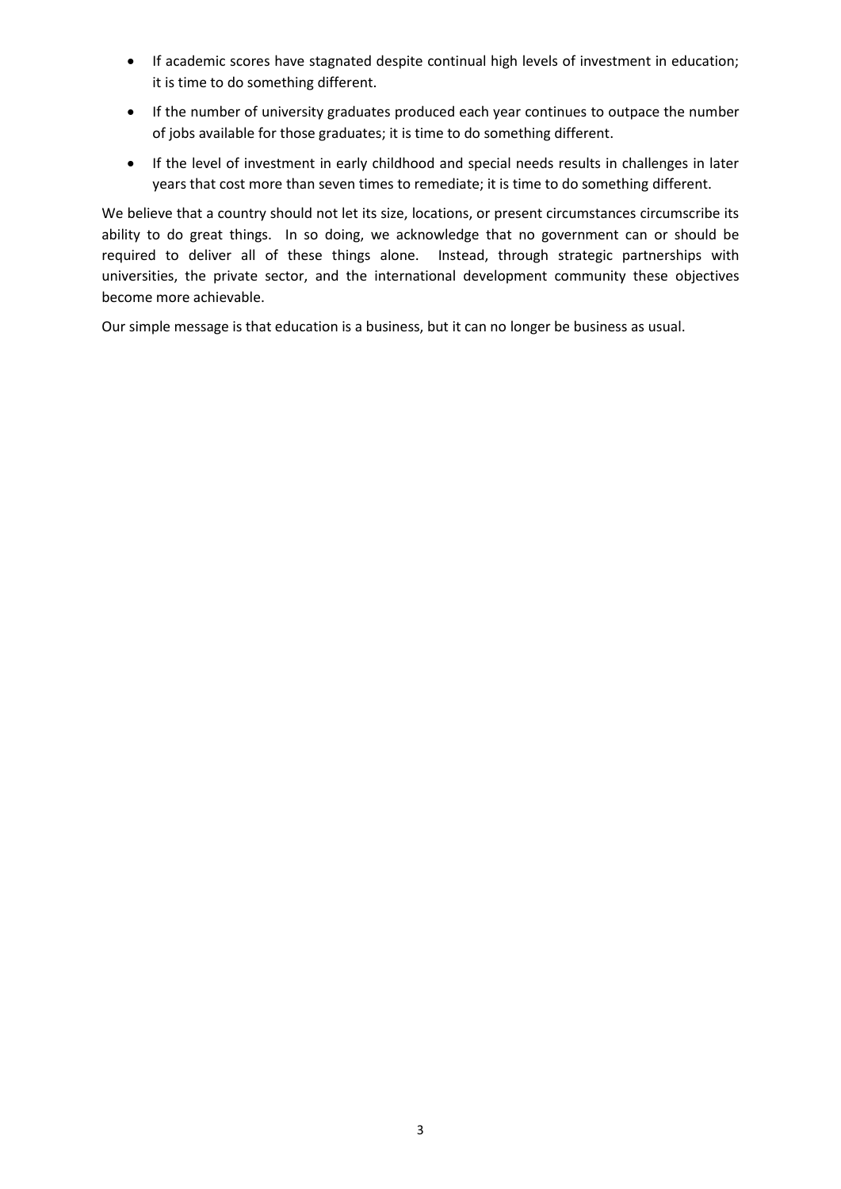- If academic scores have stagnated despite continual high levels of investment in education; it is time to do something different.
- If the number of university graduates produced each year continues to outpace the number of jobs available for those graduates; it is time to do something different.
- If the level of investment in early childhood and special needs results in challenges in later years that cost more than seven times to remediate; it is time to do something different.

We believe that a country should not let its size, locations, or present circumstances circumscribe its ability to do great things. In so doing, we acknowledge that no government can or should be required to deliver all of these things alone. Instead, through strategic partnerships with universities, the private sector, and the international development community these objectives become more achievable.

Our simple message is that education is a business, but it can no longer be business as usual.